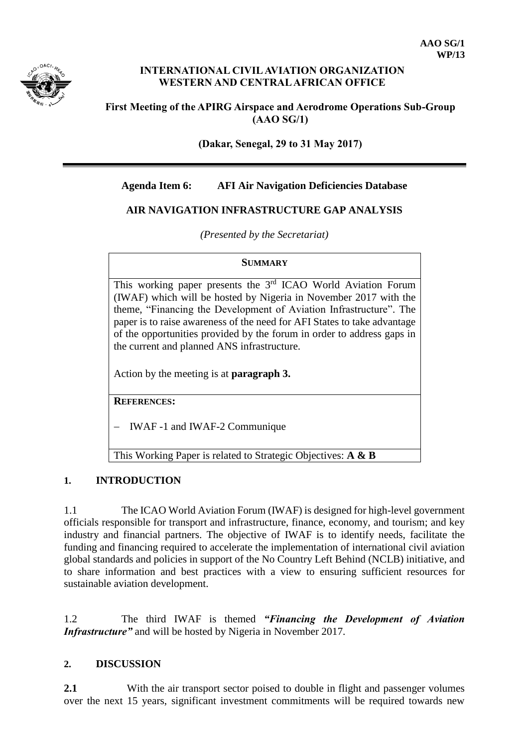**AAO SG/1**
**WP/13**

**INTERNATIONAL CIVIL AVIATION ORGANIZATION**
**WESTERN AND CENTRAL AFRICAN OFFICE**

**First Meeting of the APIRG Airspace and Aerodrome Operations Sub-Group (AAO SG/1)**

**(Dakar, Senegal, 29 to 31 May 2017)**

---

**Agenda Item 6: AFI Air Navigation Deficiencies Database**

## AIR NAVIGATION INFRASTRUCTURE GAP ANALYSIS

*(Presented by the Secretariat)*

| **SUMMARY** |
|---|
| This working paper presents the 3rd ICAO World Aviation Forum (IWAF) which will be hosted by Nigeria in November 2017 with the theme, "Financing the Development of Aviation Infrastructure". The paper is to raise awareness of the need for AFI States to take advantage of the opportunities provided by the forum in order to address gaps in the current and planned ANS infrastructure.<br><br>Action by the meeting is at **paragraph 3.** |
| **REFERENCES:**<br><br>– IWAF -1 and IWAF-2 Communique |
| This Working Paper is related to Strategic Objectives: **A & B** |

## 1. INTRODUCTION

1.1 The ICAO World Aviation Forum (IWAF) is designed for high-level government officials responsible for transport and infrastructure, finance, economy, and tourism; and key industry and financial partners. The objective of IWAF is to identify needs, facilitate the funding and financing required to accelerate the implementation of international civil aviation global standards and policies in support of the No Country Left Behind (NCLB) initiative, and to share information and best practices with a view to ensuring sufficient resources for sustainable aviation development.

1.2 The third IWAF is themed ***"Financing the Development of Aviation Infrastructure"*** and will be hosted by Nigeria in November 2017.

## 2. DISCUSSION

**2.1** With the air transport sector poised to double in flight and passenger volumes over the next 15 years, significant investment commitments will be required towards new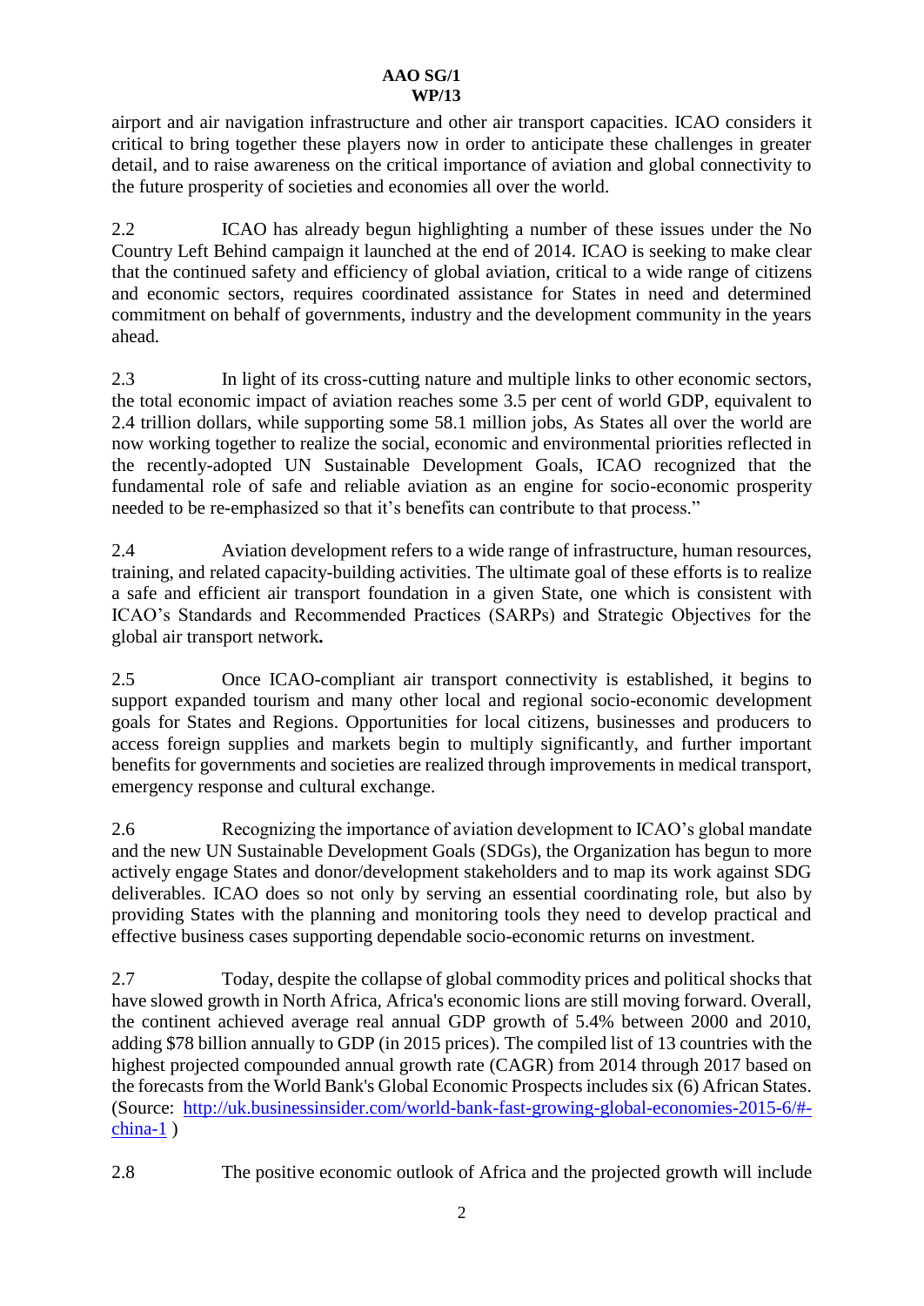airport and air navigation infrastructure and other air transport capacities. ICAO considers it critical to bring together these players now in order to anticipate these challenges in greater detail, and to raise awareness on the critical importance of aviation and global connectivity to the future prosperity of societies and economies all over the world.

2.2 ICAO has already begun highlighting a number of these issues under the No Country Left Behind campaign it launched at the end of 2014. ICAO is seeking to make clear that the continued safety and efficiency of global aviation, critical to a wide range of citizens and economic sectors, requires coordinated assistance for States in need and determined commitment on behalf of governments, industry and the development community in the years ahead.

2.3 In light of its cross-cutting nature and multiple links to other economic sectors, the total economic impact of aviation reaches some 3.5 per cent of world GDP, equivalent to 2.4 trillion dollars, while supporting some 58.1 million jobs, As States all over the world are now working together to realize the social, economic and environmental priorities reflected in the recently-adopted UN Sustainable Development Goals, ICAO recognized that the fundamental role of safe and reliable aviation as an engine for socio-economic prosperity needed to be re-emphasized so that it's benefits can contribute to that process."

2.4 Aviation development refers to a wide range of infrastructure, human resources, training, and related capacity-building activities. The ultimate goal of these efforts is to realize a safe and efficient air transport foundation in a given State, one which is consistent with ICAO's Standards and Recommended Practices (SARPs) and Strategic Objectives for the global air transport network**.**

2.5 Once ICAO-compliant air transport connectivity is established, it begins to support expanded tourism and many other local and regional socio-economic development goals for States and Regions. Opportunities for local citizens, businesses and producers to access foreign supplies and markets begin to multiply significantly, and further important benefits for governments and societies are realized through improvements in medical transport, emergency response and cultural exchange.

2.6 Recognizing the importance of aviation development to ICAO's global mandate and the new UN Sustainable Development Goals (SDGs), the Organization has begun to more actively engage States and donor/development stakeholders and to map its work against SDG deliverables. ICAO does so not only by serving an essential coordinating role, but also by providing States with the planning and monitoring tools they need to develop practical and effective business cases supporting dependable socio-economic returns on investment.

2.7 Today, despite the collapse of global commodity prices and political shocks that have slowed growth in North Africa, Africa's economic lions are still moving forward. Overall, the continent achieved average real annual GDP growth of 5.4% between 2000 and 2010, adding $78 billion annually to GDP (in 2015 prices). The compiled list of 13 countries with the highest projected compounded annual growth rate (CAGR) from 2014 through 2017 based on the forecasts from the World Bank's Global Economic Prospects includes six (6) African States. (Source: [http://uk.businessinsider.com/world-bank-fast-growing-global-economies-2015-6/#-china-1](http://uk.businessinsider.com/world-bank-fast-growing-global-economies-2015-6/#-china-1) )

2.8 The positive economic outlook of Africa and the projected growth will include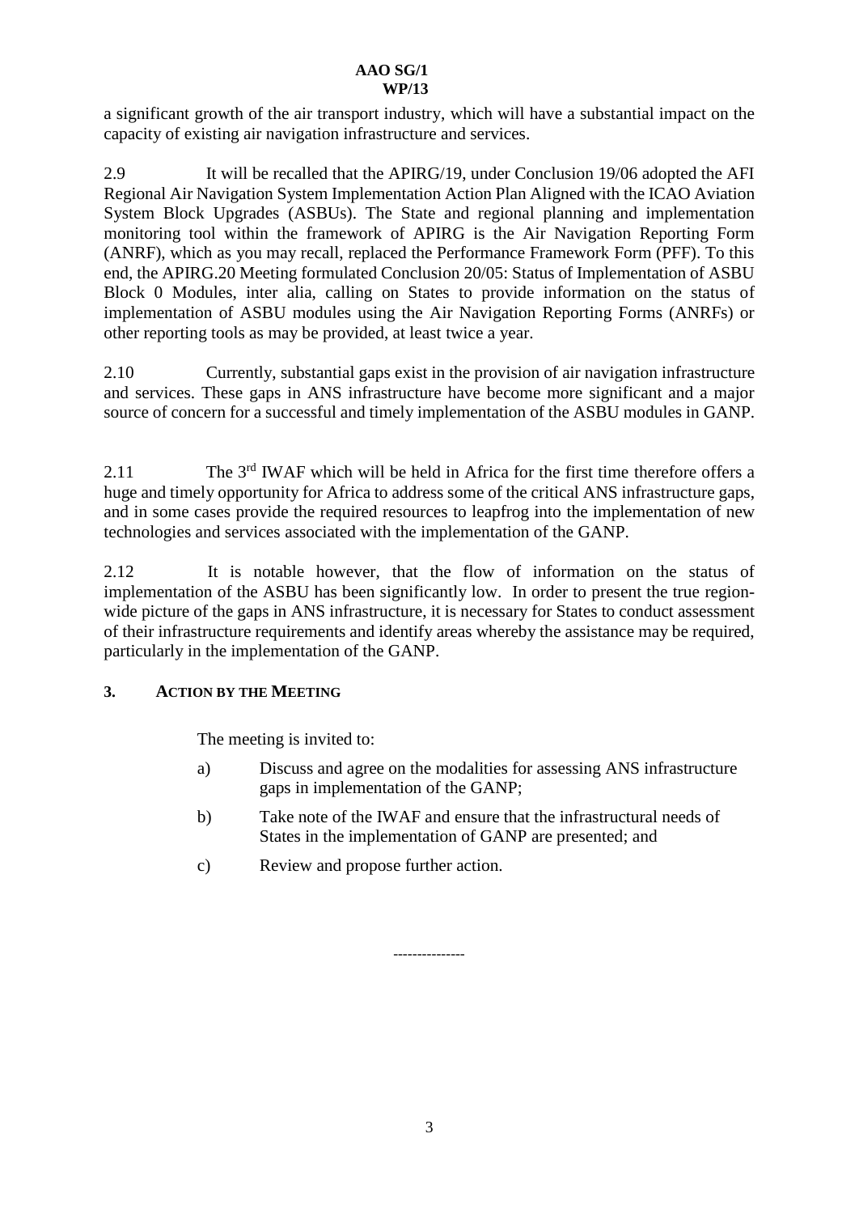a significant growth of the air transport industry, which will have a substantial impact on the capacity of existing air navigation infrastructure and services.

2.9 It will be recalled that the APIRG/19, under Conclusion 19/06 adopted the AFI Regional Air Navigation System Implementation Action Plan Aligned with the ICAO Aviation System Block Upgrades (ASBUs). The State and regional planning and implementation monitoring tool within the framework of APIRG is the Air Navigation Reporting Form (ANRF), which as you may recall, replaced the Performance Framework Form (PFF). To this end, the APIRG.20 Meeting formulated Conclusion 20/05: Status of Implementation of ASBU Block 0 Modules, inter alia, calling on States to provide information on the status of implementation of ASBU modules using the Air Navigation Reporting Forms (ANRFs) or other reporting tools as may be provided, at least twice a year.

2.10 Currently, substantial gaps exist in the provision of air navigation infrastructure and services. These gaps in ANS infrastructure have become more significant and a major source of concern for a successful and timely implementation of the ASBU modules in GANP.

2.11 The 3rd IWAF which will be held in Africa for the first time therefore offers a huge and timely opportunity for Africa to address some of the critical ANS infrastructure gaps, and in some cases provide the required resources to leapfrog into the implementation of new technologies and services associated with the implementation of the GANP.

2.12 It is notable however, that the flow of information on the status of implementation of the ASBU has been significantly low. In order to present the true region-wide picture of the gaps in ANS infrastructure, it is necessary for States to conduct assessment of their infrastructure requirements and identify areas whereby the assistance may be required, particularly in the implementation of the GANP.

## 3. ACTION BY THE MEETING

The meeting is invited to:

a) Discuss and agree on the modalities for assessing ANS infrastructure gaps in implementation of the GANP;

b) Take note of the IWAF and ensure that the infrastructural needs of States in the implementation of GANP are presented; and

c) Review and propose further action.

---------------